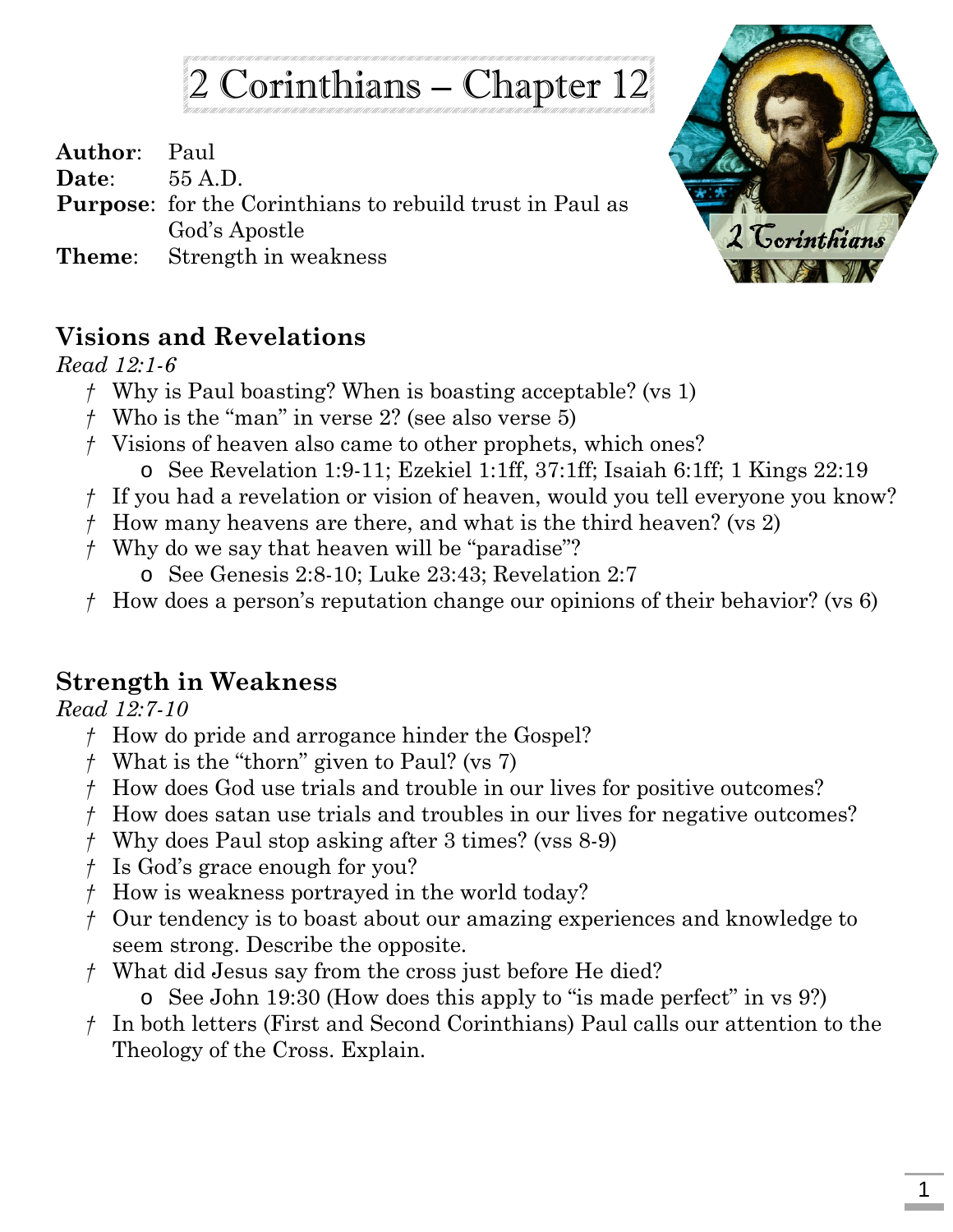# 2 Corinthians – Chapter 12

**Author**: Paul
**Date**: 55 A.D.
**Purpose**: for the Corinthians to rebuild trust in Paul as God's Apostle
**Theme**: Strength in weakness

## Visions and Revelations

*Read 12:1-6*

- † Why is Paul boasting? When is boasting acceptable? (vs 1)
- † Who is the "man" in verse 2? (see also verse 5)
- † Visions of heaven also came to other prophets, which ones?
  - See Revelation 1:9-11; Ezekiel 1:1ff, 37:1ff; Isaiah 6:1ff; 1 Kings 22:19
- † If you had a revelation or vision of heaven, would you tell everyone you know?
- † How many heavens are there, and what is the third heaven? (vs 2)
- † Why do we say that heaven will be "paradise"?
  - See Genesis 2:8-10; Luke 23:43; Revelation 2:7
- † How does a person's reputation change our opinions of their behavior? (vs 6)

## Strength in Weakness

*Read 12:7-10*

- † How do pride and arrogance hinder the Gospel?
- † What is the "thorn" given to Paul? (vs 7)
- † How does God use trials and trouble in our lives for positive outcomes?
- † How does satan use trials and troubles in our lives for negative outcomes?
- † Why does Paul stop asking after 3 times? (vss 8-9)
- † Is God's grace enough for you?
- † How is weakness portrayed in the world today?
- † Our tendency is to boast about our amazing experiences and knowledge to seem strong. Describe the opposite.
- † What did Jesus say from the cross just before He died?
  - See John 19:30 (How does this apply to "is made perfect" in vs 9?)
- † In both letters (First and Second Corinthians) Paul calls our attention to the Theology of the Cross. Explain.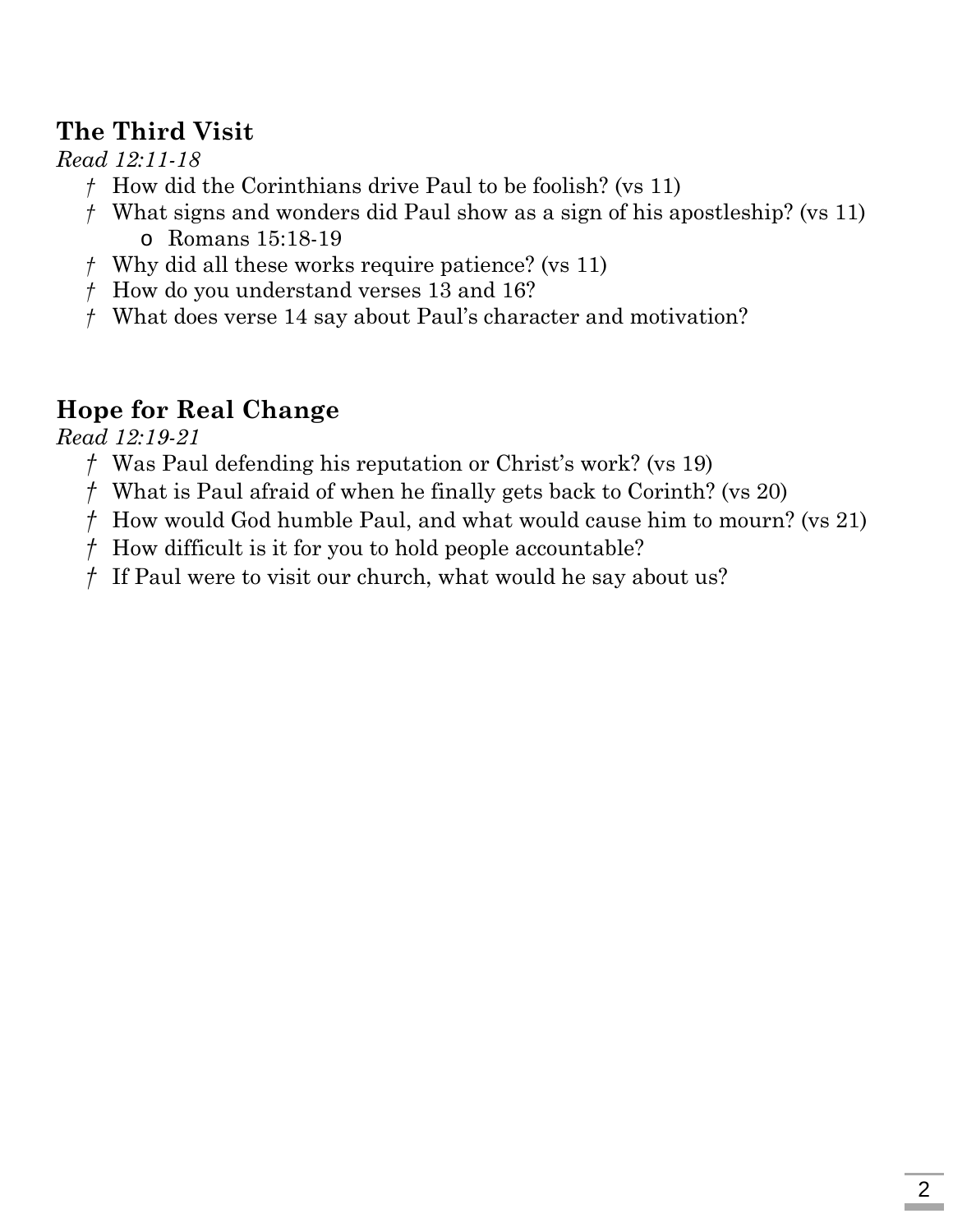## The Third Visit

*Read 12:11-18*

- † How did the Corinthians drive Paul to be foolish? (vs 11)
- † What signs and wonders did Paul show as a sign of his apostleship? (vs 11)
  - o Romans 15:18-19
- † Why did all these works require patience? (vs 11)
- † How do you understand verses 13 and 16?
- † What does verse 14 say about Paul's character and motivation?

## Hope for Real Change

*Read 12:19-21*

- † Was Paul defending his reputation or Christ's work? (vs 19)
- † What is Paul afraid of when he finally gets back to Corinth? (vs 20)
- † How would God humble Paul, and what would cause him to mourn? (vs 21)
- † How difficult is it for you to hold people accountable?
- † If Paul were to visit our church, what would he say about us?